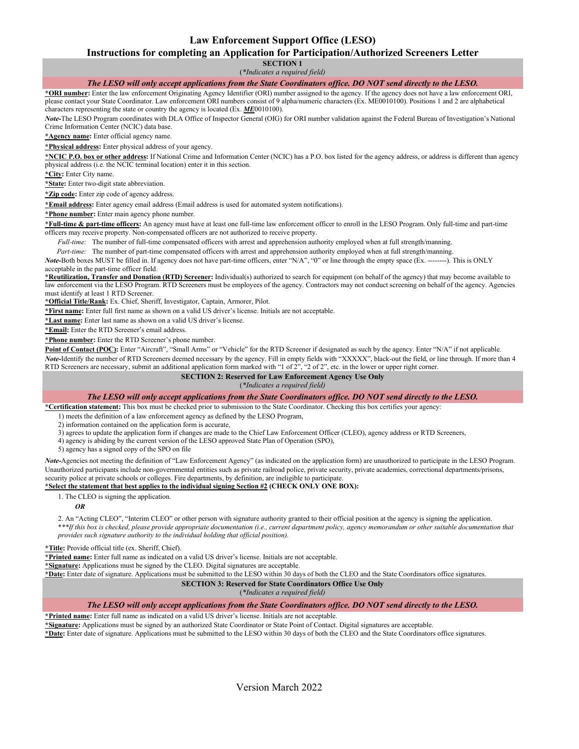# Law Enforcement Support Office (LESO)

## Instructions for completing an Application for Participation/Authorized Screeners Letter

### SECTION 1

(*Indicates a required field)

***The LESO will only accept applications from the State Coordinators office. DO NOT send directly to the LESO.***

**\*ORI number:** Enter the law enforcement Originating Agency Identifier (ORI) number assigned to the agency. If the agency does not have a law enforcement ORI, please contact your State Coordinator. Law enforcement ORI numbers consist of 9 alpha/numeric characters (Ex. ME0010100). Positions 1 and 2 are alphabetical characters representing the state or country the agency is located (Ex. ***ME***0010100).

***Note-***The LESO Program coordinates with DLA Office of Inspector General (OIG) for ORI number validation against the Federal Bureau of Investigation's National Crime Information Center (NCIC) data base.

**\*Agency name:** Enter official agency name.

**\*Physical address:** Enter physical address of your agency.

**\*NCIC P.O. box or other address:** If National Crime and Information Center (NCIC) has a P.O. box listed for the agency address, or address is different than agency physical address (i.e. the NCIC terminal location) enter it in this section.

**\*City:** Enter City name.

**\*State:** Enter two-digit state abbreviation.

**\*Zip code:** Enter zip code of agency address.

**\*Email address:** Enter agency email address (Email address is used for automated system notifications).

**\*Phone number:** Enter main agency phone number.

**\*Full-time & part-time officers:** An agency must have at least one full-time law enforcement officer to enroll in the LESO Program. Only full-time and part-time officers may receive property. Non-compensated officers are not authorized to receive property.

*Full-time:* The number of full-time compensated officers with arrest and apprehension authority employed when at full strength/manning.

*Part-time:* The number of part-time compensated officers with arrest and apprehension authority employed when at full strength/manning.

***Note-***Both boxes MUST be filled in. If agency does not have part-time officers, enter "N/A", "0" or line through the empty space (Ex. --------). This is ONLY acceptable in the part-time officer field.

**\*Reutilization, Transfer and Donation (RTD) Screener:** Individual(s) authorized to search for equipment (on behalf of the agency) that may become available to law enforcement via the LESO Program. RTD Screeners must be employees of the agency. Contractors may not conduct screening on behalf of the agency. Agencies must identify at least 1 RTD Screener.

**\*Official Title/Rank:** Ex. Chief, Sheriff, Investigator, Captain, Armorer, Pilot.

**\*First name:** Enter full first name as shown on a valid US driver's license. Initials are not acceptable.

**\*Last name:** Enter last name as shown on a valid US driver's license.

**\*Email:** Enter the RTD Screener's email address.

**\*Phone number:** Enter the RTD Screener's phone number.

**Point of Contact (POC):** Enter "Aircraft", "Small Arms" or "Vehicle" for the RTD Screener if designated as such by the agency. Enter "N/A" if not applicable.

***Note-***Identify the number of RTD Screeners deemed necessary by the agency. Fill in empty fields with "XXXXX", black-out the field, or line through. If more than 4 RTD Screeners are necessary, submit an additional application form marked with "1 of 2", "2 of 2", etc. in the lower or upper right corner.

### SECTION 2: Reserved for Law Enforcement Agency Use Only

(*Indicates a required field)

***The LESO will only accept applications from the State Coordinators office. DO NOT send directly to the LESO.***

**\*Certification statement:** This box must be checked prior to submission to the State Coordinator. Checking this box certifies your agency:

1) meets the definition of a law enforcement agency as defined by the LESO Program,
2) information contained on the application form is accurate,
3) agrees to update the application form if changes are made to the Chief Law Enforcement Officer (CLEO), agency address or RTD Screeners,
4) agency is abiding by the current version of the LESO approved State Plan of Operation (SPO),
5) agency has a signed copy of the SPO on file

***Note-***Agencies not meeting the definition of "Law Enforcement Agency" (as indicated on the application form) are unauthorized to participate in the LESO Program. Unauthorized participants include non-governmental entities such as private railroad police, private security, private academies, correctional departments/prisons, security police at private schools or colleges. Fire departments, by definition, are ineligible to participate.

**\*Select the statement that best applies to the individual signing Section #2 (CHECK ONLY ONE BOX):**

1. The CLEO is signing the application.

   ***OR***

2. An "Acting CLEO", "Interim CLEO" or other person with signature authority granted to their official position at the agency is signing the application.
   *\*\*\*If this box is checked, please provide appropriate documentation (i.e., current department policy, agency memorandum or other suitable documentation that provides such signature authority to the individual holding that official position).*

**\*Title:** Provide official title (ex. Sheriff, Chief).

**\*Printed name:** Enter full name as indicated on a valid US driver's license. Initials are not acceptable.

**\*Signature:** Applications must be signed by the CLEO. Digital signatures are acceptable.

**\*Date:** Enter date of signature. Applications must be submitted to the LESO within 30 days of both the CLEO and the State Coordinators office signatures.

### SECTION 3: Reserved for State Coordinators Office Use Only

(*Indicates a required field)

***The LESO will only accept applications from the State Coordinators office. DO NOT send directly to the LESO.***

**\*Printed name:** Enter full name as indicated on a valid US driver's license. Initials are not acceptable.

**\*Signature:** Applications must be signed by an authorized State Coordinator or State Point of Contact. Digital signatures are acceptable.

**\*Date:** Enter date of signature. Applications must be submitted to the LESO within 30 days of both the CLEO and the State Coordinators office signatures.

Version March 2022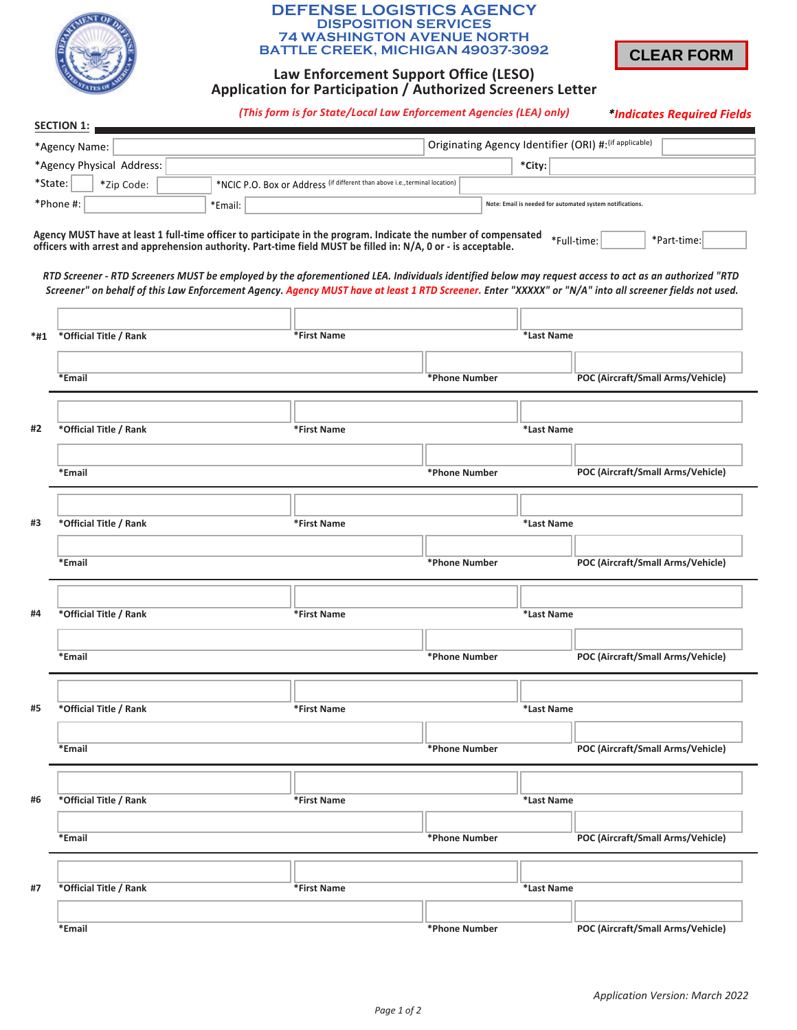# DEFENSE LOGISTICS AGENCY
## DISPOSITION SERVICES
## 74 WASHINGTON AVENUE NORTH
## BATTLE CREEK, MICHIGAN 49037-3092

CLEAR FORM

## Law Enforcement Support Office (LESO)
## Application for Participation / Authorized Screeners Letter

*(This form is for State/Local Law Enforcement Agencies (LEA) only)* *Indicates Required Fields

**SECTION 1:**

*Agency Name: Originating Agency Identifier (ORI) #:(if applicable)

*Agency Physical Address: *City:

*State: *Zip Code: *NCIC P.O. Box or Address (if different than above i.e.,terminal location)

*Phone #: *Email: Note: Email is needed for automated system notifications.

**Agency MUST have at least 1 full-time officer to participate in the program. Indicate the number of compensated officers with arrest and apprehension authority. Part-time field MUST be filled in: N/A, 0 or - is acceptable.** *Full-time: *Part-time:

***RTD Screener - RTD Screeners MUST be employed by the aforementioned LEA. Individuals identified below may request access to act as an authorized "RTD Screener" on behalf of this Law Enforcement Agency. Agency MUST have at least 1 RTD Screener. Enter "XXXXX" or "N/A" into all screener fields not used.***

| # | *Official Title / Rank | *First Name | *Last Name |
|---|---|---|---|
| *#1 | | | |

| *Email | *Phone Number | POC (Aircraft/Small Arms/Vehicle) |
|---|---|---|
| | | |

| # | *Official Title / Rank | *First Name | *Last Name |
|---|---|---|---|
| #2 | | | |

| *Email | *Phone Number | POC (Aircraft/Small Arms/Vehicle) |
|---|---|---|
| | | |

| # | *Official Title / Rank | *First Name | *Last Name |
|---|---|---|---|
| #3 | | | |

| *Email | *Phone Number | POC (Aircraft/Small Arms/Vehicle) |
|---|---|---|
| | | |

| # | *Official Title / Rank | *First Name | *Last Name |
|---|---|---|---|
| #4 | | | |

| *Email | *Phone Number | POC (Aircraft/Small Arms/Vehicle) |
|---|---|---|
| | | |

| # | *Official Title / Rank | *First Name | *Last Name |
|---|---|---|---|
| #5 | | | |

| *Email | *Phone Number | POC (Aircraft/Small Arms/Vehicle) |
|---|---|---|
| | | |

| # | *Official Title / Rank | *First Name | *Last Name |
|---|---|---|---|
| #6 | | | |

| *Email | *Phone Number | POC (Aircraft/Small Arms/Vehicle) |
|---|---|---|
| | | |

| # | *Official Title / Rank | *First Name | *Last Name |
|---|---|---|---|
| #7 | | | |

| *Email | *Phone Number | POC (Aircraft/Small Arms/Vehicle) |
|---|---|---|
| | | |

*Application Version: March 2022*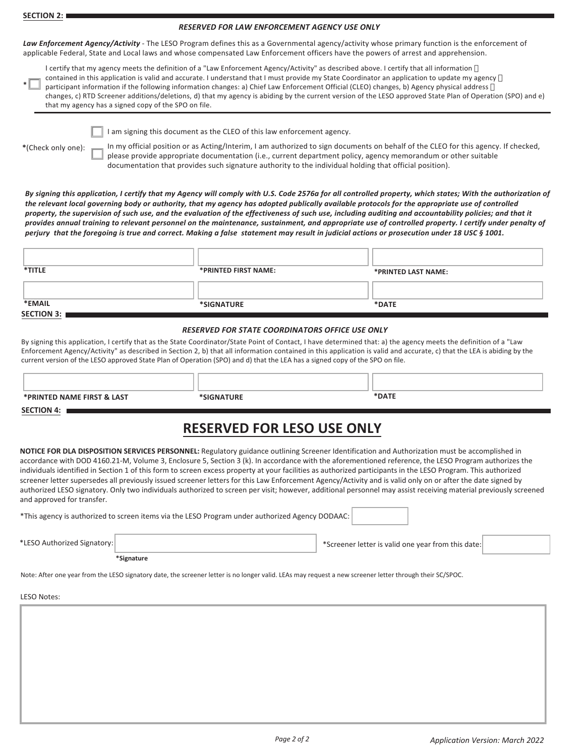**SECTION 2:**

***RESERVED FOR LAW ENFORCEMENT AGENCY USE ONLY***

***Law Enforcement Agency/Activity*** - The LESO Program defines this as a Governmental agency/activity whose primary function is the enforcement of applicable Federal, State and Local laws and whose compensated Law Enforcement officers have the powers of arrest and apprehension.

\* ☐ I certify that my agency meets the definition of a "Law Enforcement Agency/Activity" as described above. I certify that all information contained in this application is valid and accurate. I understand that I must provide my State Coordinator an application to update my agency participant information if the following information changes: a) Chief Law Enforcement Official (CLEO) changes, b) Agency physical address changes, c) RTD Screener additions/deletions, d) that my agency is abiding by the current version of the LESO approved State Plan of Operation (SPO) and e) that my agency has a signed copy of the SPO on file.

**\***(Check only one):

☐ I am signing this document as the CLEO of this law enforcement agency.

☐ In my official position or as Acting/Interim, I am authorized to sign documents on behalf of the CLEO for this agency. If checked, please provide appropriate documentation (i.e., current department policy, agency memorandum or other suitable documentation that provides such signature authority to the individual holding that official position).

***By signing this application, I certify that my Agency will comply with U.S. Code 2576a for all controlled property, which states; With the authorization of the relevant local governing body or authority, that my agency has adopted publically available protocols for the appropriate use of controlled property, the supervision of such use, and the evaluation of the effectiveness of such use, including auditing and accountability policies; and that it provides annual training to relevant personnel on the maintenance, sustainment, and appropriate use of controlled property. I certify under penalty of perjury that the foregoing is true and correct. Making a false statement may result in judicial actions or prosecution under 18 USC § 1001.***

| | | |
|---|---|---|
| **\*TITLE** | **\*PRINTED FIRST NAME:** | **\*PRINTED LAST NAME:** |
| | | |
| **\*EMAIL** | **\*SIGNATURE** | **\*DATE** |

**SECTION 3:**

***RESERVED FOR STATE COORDINATORS OFFICE USE ONLY***

By signing this application, I certify that as the State Coordinator/State Point of Contact, I have determined that: a) the agency meets the definition of a "Law Enforcement Agency/Activity" as described in Section 2, b) that all information contained in this application is valid and accurate, c) that the LEA is abiding by the current version of the LESO approved State Plan of Operation (SPO) and d) that the LEA has a signed copy of the SPO on file.

| | | |
|---|---|---|
| **\*PRINTED NAME FIRST & LAST** | **\*SIGNATURE** | **\*DATE** |

**SECTION 4:**

## RESERVED FOR LESO USE ONLY

**NOTICE FOR DLA DISPOSITION SERVICES PERSONNEL:** Regulatory guidance outlining Screener Identification and Authorization must be accomplished in accordance with DOD 4160.21-M, Volume 3, Enclosure 5, Section 3 (k). In accordance with the aforementioned reference, the LESO Program authorizes the individuals identified in Section 1 of this form to screen excess property at your facilities as authorized participants in the LESO Program. This authorized screener letter supersedes all previously issued screener letters for this Law Enforcement Agency/Activity and is valid only on or after the date signed by authorized LESO signatory. Only two individuals authorized to screen per visit; however, additional personnel may assist receiving material previously screened and approved for transfer.

\*This agency is authorized to screen items via the LESO Program under authorized Agency DODAAC:

\*LESO Authorized Signatory: ____________ \*Screener letter is valid one year from this date:

**\*Signature**

Note: After one year from the LESO signatory date, the screener letter is no longer valid. LEAs may request a new screener letter through their SC/SPOC.

LESO Notes:

Application Version: March 2022